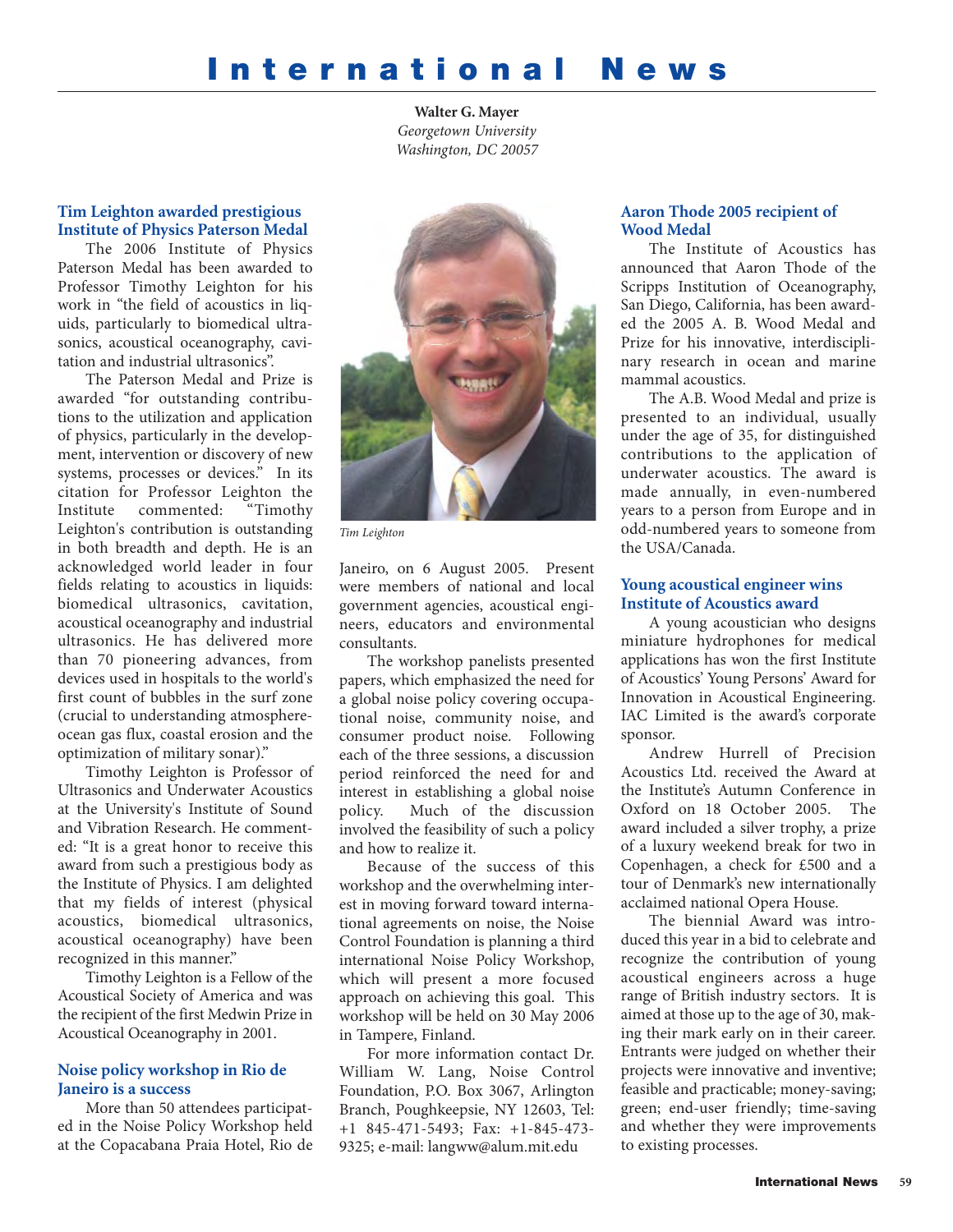# International News

**Walter G. Mayer**
*Georgetown University*
*Washington, DC 20057*

## Tim Leighton awarded prestigious Institute of Physics Paterson Medal

The 2006 Institute of Physics Paterson Medal has been awarded to Professor Timothy Leighton for his work in "the field of acoustics in liquids, particularly to biomedical ultrasonics, acoustical oceanography, cavitation and industrial ultrasonics".

The Paterson Medal and Prize is awarded "for outstanding contributions to the utilization and application of physics, particularly in the development, intervention or discovery of new systems, processes or devices." In its citation for Professor Leighton the Institute commented: "Timothy Leighton's contribution is outstanding in both breadth and depth. He is an acknowledged world leader in four fields relating to acoustics in liquids: biomedical ultrasonics, cavitation, acoustical oceanography and industrial ultrasonics. He has delivered more than 70 pioneering advances, from devices used in hospitals to the world's first count of bubbles in the surf zone (crucial to understanding atmosphere-ocean gas flux, coastal erosion and the optimization of military sonar)."

Timothy Leighton is Professor of Ultrasonics and Underwater Acoustics at the University's Institute of Sound and Vibration Research. He commented: "It is a great honor to receive this award from such a prestigious body as the Institute of Physics. I am delighted that my fields of interest (physical acoustics, biomedical ultrasonics, acoustical oceanography) have been recognized in this manner."

Timothy Leighton is a Fellow of the Acoustical Society of America and was the recipient of the first Medwin Prize in Acoustical Oceanography in 2001.

*Tim Leighton*

## Noise policy workshop in Rio de Janeiro is a success

More than 50 attendees participated in the Noise Policy Workshop held at the Copacabana Praia Hotel, Rio de Janeiro, on 6 August 2005. Present were members of national and local government agencies, acoustical engineers, educators and environmental consultants.

The workshop panelists presented papers, which emphasized the need for a global noise policy covering occupational noise, community noise, and consumer product noise. Following each of the three sessions, a discussion period reinforced the need for and interest in establishing a global noise policy. Much of the discussion involved the feasibility of such a policy and how to realize it.

Because of the success of this workshop and the overwhelming interest in moving forward toward international agreements on noise, the Noise Control Foundation is planning a third international Noise Policy Workshop, which will present a more focused approach on achieving this goal. This workshop will be held on 30 May 2006 in Tampere, Finland.

For more information contact Dr. William W. Lang, Noise Control Foundation, P.O. Box 3067, Arlington Branch, Poughkeepsie, NY 12603, Tel: +1 845-471-5493; Fax: +1-845-473-9325; e-mail: langww@alum.mit.edu

## Aaron Thode 2005 recipient of Wood Medal

The Institute of Acoustics has announced that Aaron Thode of the Scripps Institution of Oceanography, San Diego, California, has been awarded the 2005 A. B. Wood Medal and Prize for his innovative, interdisciplinary research in ocean and marine mammal acoustics.

The A.B. Wood Medal and prize is presented to an individual, usually under the age of 35, for distinguished contributions to the application of underwater acoustics. The award is made annually, in even-numbered years to a person from Europe and in odd-numbered years to someone from the USA/Canada.

## Young acoustical engineer wins Institute of Acoustics award

A young acoustician who designs miniature hydrophones for medical applications has won the first Institute of Acoustics' Young Persons' Award for Innovation in Acoustical Engineering. IAC Limited is the award's corporate sponsor.

Andrew Hurrell of Precision Acoustics Ltd. received the Award at the Institute's Autumn Conference in Oxford on 18 October 2005. The award included a silver trophy, a prize of a luxury weekend break for two in Copenhagen, a check for £500 and a tour of Denmark's new internationally acclaimed national Opera House.

The biennial Award was introduced this year in a bid to celebrate and recognize the contribution of young acoustical engineers across a huge range of British industry sectors. It is aimed at those up to the age of 30, making their mark early on in their career. Entrants were judged on whether their projects were innovative and inventive; feasible and practicable; money-saving; green; end-user friendly; time-saving and whether they were improvements to existing processes.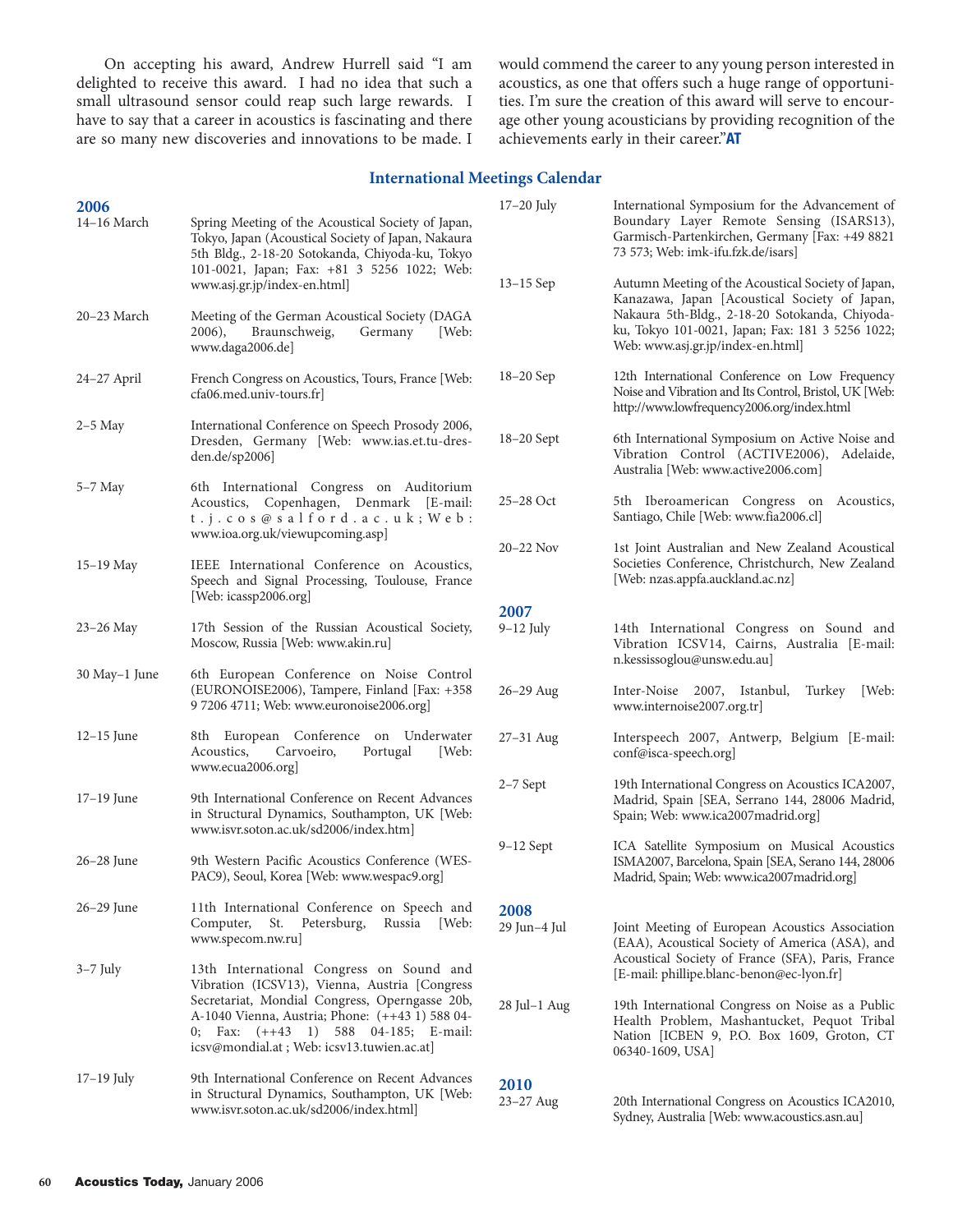On accepting his award, Andrew Hurrell said "I am delighted to receive this award. I had no idea that such a small ultrasound sensor could reap such large rewards. I have to say that a career in acoustics is fascinating and there are so many new discoveries and innovations to be made. I would commend the career to any young person interested in acoustics, as one that offers such a huge range of opportunities. I'm sure the creation of this award will serve to encourage other young acousticians by providing recognition of the achievements early in their career."**AT**

## International Meetings Calendar

### 2006

| | |
|---|---|
| 14–16 March | Spring Meeting of the Acoustical Society of Japan, Tokyo, Japan (Acoustical Society of Japan, Nakaura 5th Bldg., 2-18-20 Sotokanda, Chiyoda-ku, Tokyo 101-0021, Japan; Fax: +81 3 5256 1022; Web: www.asj.gr.jp/index-en.html] |
| 20–23 March | Meeting of the German Acoustical Society (DAGA 2006), Braunschweig, Germany [Web: www.daga2006.de] |
| 24–27 April | French Congress on Acoustics, Tours, France [Web: cfa06.med.univ-tours.fr] |
| 2–5 May | International Conference on Speech Prosody 2006, Dresden, Germany [Web: www.ias.et.tu-dresden.de/sp2006] |
| 5–7 May | 6th International Congress on Auditorium Acoustics, Copenhagen, Denmark [E-mail: t.j.cos@salford.ac.uk; Web: www.ioa.org.uk/viewupcoming.asp] |
| 15–19 May | IEEE International Conference on Acoustics, Speech and Signal Processing, Toulouse, France [Web: icassp2006.org] |
| 23–26 May | 17th Session of the Russian Acoustical Society, Moscow, Russia [Web: www.akin.ru] |
| 30 May–1 June | 6th European Conference on Noise Control (EURONOISE2006), Tampere, Finland [Fax: +358 9 7206 4711; Web: www.euronoise2006.org] |
| 12–15 June | 8th European Conference on Underwater Acoustics, Carvoeiro, Portugal [Web: www.ecua2006.org] |
| 17–19 June | 9th International Conference on Recent Advances in Structural Dynamics, Southampton, UK [Web: www.isvr.soton.ac.uk/sd2006/index.htm] |
| 26–28 June | 9th Western Pacific Acoustics Conference (WESPAC9), Seoul, Korea [Web: www.wespac9.org] |
| 26–29 June | 11th International Conference on Speech and Computer, St. Petersburg, Russia [Web: www.specom.nw.ru] |
| 3–7 July | 13th International Congress on Sound and Vibration (ICSV13), Vienna, Austria [Congress Secretariat, Mondial Congress, Operngasse 20b, A-1040 Vienna, Austria; Phone: (++43 1) 588 04-0; Fax: (++43 1) 588 04-185; E-mail: icsv@mondial.at ; Web: icsv13.tuwien.ac.at] |
| 17–19 July | 9th International Conference on Recent Advances in Structural Dynamics, Southampton, UK [Web: www.isvr.soton.ac.uk/sd2006/index.html] |
| 17–20 July | International Symposium for the Advancement of Boundary Layer Remote Sensing (ISARS13), Garmisch-Partenkirchen, Germany [Fax: +49 8821 73 573; Web: imk-ifu.fzk.de/isars] |
| 13–15 Sep | Autumn Meeting of the Acoustical Society of Japan, Kanazawa, Japan [Acoustical Society of Japan, Nakaura 5th-Bldg., 2-18-20 Sotokanda, Chiyoda-ku, Tokyo 101-0021, Japan; Fax: 181 3 5256 1022; Web: www.asj.gr.jp/index-en.html] |
| 18–20 Sep | 12th International Conference on Low Frequency Noise and Vibration and Its Control, Bristol, UK [Web: http://www.lowfrequency2006.org/index.html |
| 18–20 Sept | 6th International Symposium on Active Noise and Vibration Control (ACTIVE2006), Adelaide, Australia [Web: www.active2006.com] |
| 25–28 Oct | 5th Iberoamerican Congress on Acoustics, Santiago, Chile [Web: www.fia2006.cl] |
| 20–22 Nov | 1st Joint Australian and New Zealand Acoustical Societies Conference, Christchurch, New Zealand [Web: nzas.appfa.auckland.ac.nz] |

### 2007

| | |
|---|---|
| 9–12 July | 14th International Congress on Sound and Vibration ICSV14, Cairns, Australia [E-mail: n.kessissoglou@unsw.edu.au] |
| 26–29 Aug | Inter-Noise 2007, Istanbul, Turkey [Web: www.internoise2007.org.tr] |
| 27–31 Aug | Interspeech 2007, Antwerp, Belgium [E-mail: conf@isca-speech.org] |
| 2–7 Sept | 19th International Congress on Acoustics ICA2007, Madrid, Spain [SEA, Serrano 144, 28006 Madrid, Spain; Web: www.ica2007madrid.org] |
| 9–12 Sept | ICA Satellite Symposium on Musical Acoustics ISMA2007, Barcelona, Spain [SEA, Serano 144, 28006 Madrid, Spain; Web: www.ica2007madrid.org] |

### 2008

| | |
|---|---|
| 29 Jun–4 Jul | Joint Meeting of European Acoustics Association (EAA), Acoustical Society of America (ASA), and Acoustical Society of France (SFA), Paris, France [E-mail: phillipe.blanc-benon@ec-lyon.fr] |
| 28 Jul–1 Aug | 19th International Congress on Noise as a Public Health Problem, Mashantucket, Pequot Tribal Nation [ICBEN 9, P.O. Box 1609, Groton, CT 06340-1609, USA] |

### 2010

| | |
|---|---|
| 23–27 Aug | 20th International Congress on Acoustics ICA2010, Sydney, Australia [Web: www.acoustics.asn.au] |